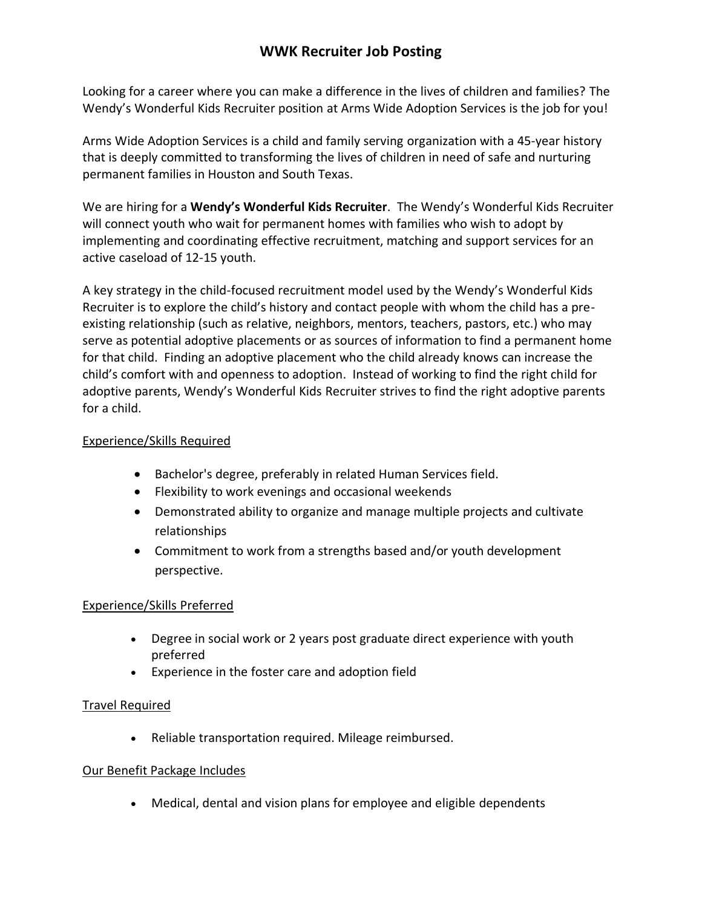# WWK Recruiter Job Posting

Looking for a career where you can make a difference in the lives of children and families? The Wendy's Wonderful Kids Recruiter position at Arms Wide Adoption Services is the job for you!

Arms Wide Adoption Services is a child and family serving organization with a 45-year history that is deeply committed to transforming the lives of children in need of safe and nurturing permanent families in Houston and South Texas.

We are hiring for a **Wendy's Wonderful Kids Recruiter**. The Wendy's Wonderful Kids Recruiter will connect youth who wait for permanent homes with families who wish to adopt by implementing and coordinating effective recruitment, matching and support services for an active caseload of 12-15 youth.

A key strategy in the child-focused recruitment model used by the Wendy's Wonderful Kids Recruiter is to explore the child's history and contact people with whom the child has a pre-existing relationship (such as relative, neighbors, mentors, teachers, pastors, etc.) who may serve as potential adoptive placements or as sources of information to find a permanent home for that child. Finding an adoptive placement who the child already knows can increase the child's comfort with and openness to adoption. Instead of working to find the right child for adoptive parents, Wendy's Wonderful Kids Recruiter strives to find the right adoptive parents for a child.

<u>Experience/Skills Required</u>

- Bachelor's degree, preferably in related Human Services field.
- Flexibility to work evenings and occasional weekends
- Demonstrated ability to organize and manage multiple projects and cultivate relationships
- Commitment to work from a strengths based and/or youth development perspective.

<u>Experience/Skills Preferred</u>

- Degree in social work or 2 years post graduate direct experience with youth preferred
- Experience in the foster care and adoption field

<u>Travel Required</u>

- Reliable transportation required. Mileage reimbursed.

<u>Our Benefit Package Includes</u>

- Medical, dental and vision plans for employee and eligible dependents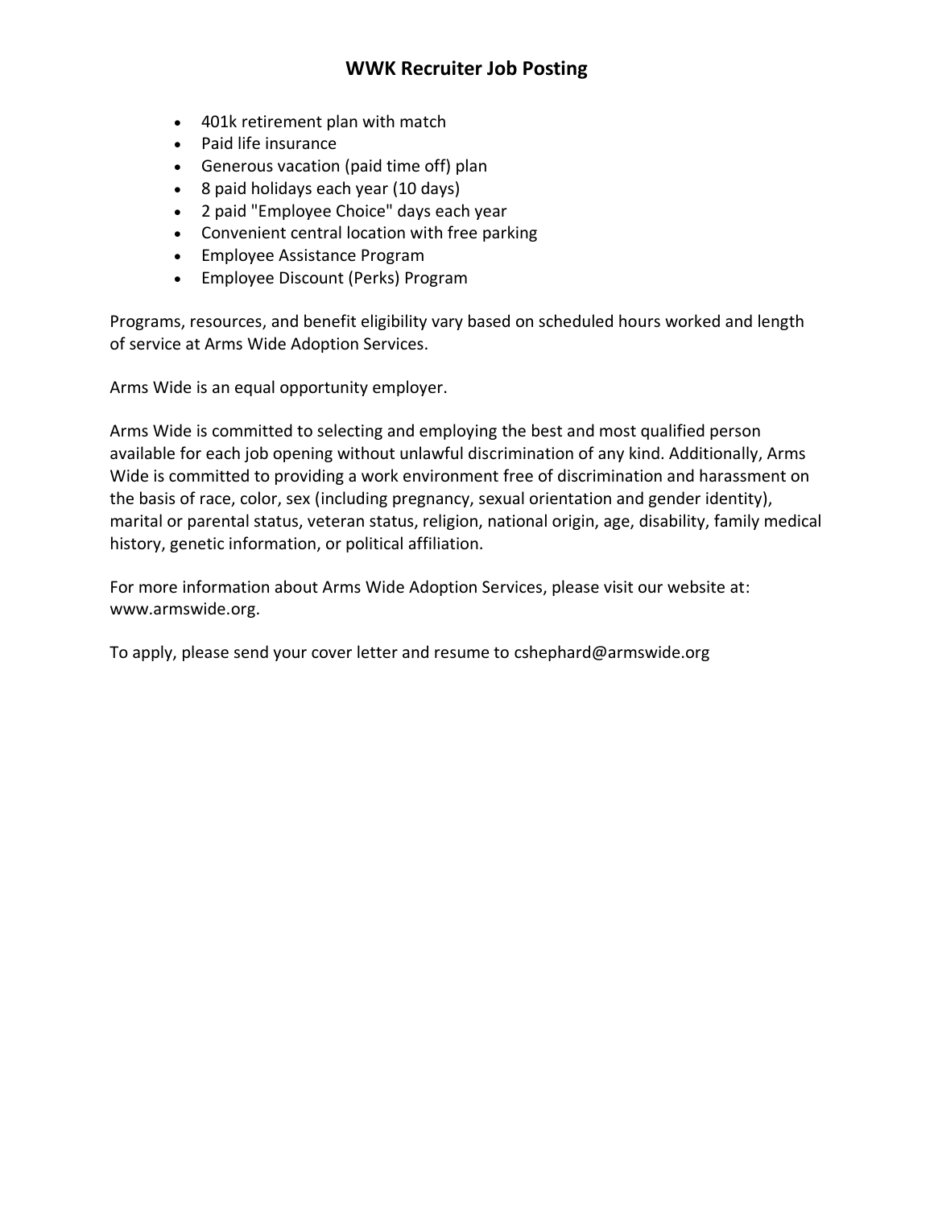- 401k retirement plan with match
- Paid life insurance
- Generous vacation (paid time off) plan
- 8 paid holidays each year (10 days)
- 2 paid "Employee Choice" days each year
- Convenient central location with free parking
- Employee Assistance Program
- Employee Discount (Perks) Program

Programs, resources, and benefit eligibility vary based on scheduled hours worked and length of service at Arms Wide Adoption Services.

Arms Wide is an equal opportunity employer.

Arms Wide is committed to selecting and employing the best and most qualified person available for each job opening without unlawful discrimination of any kind. Additionally, Arms Wide is committed to providing a work environment free of discrimination and harassment on the basis of race, color, sex (including pregnancy, sexual orientation and gender identity), marital or parental status, veteran status, religion, national origin, age, disability, family medical history, genetic information, or political affiliation.

For more information about Arms Wide Adoption Services, please visit our website at: www.armswide.org.

To apply, please send your cover letter and resume to cshephard@armswide.org